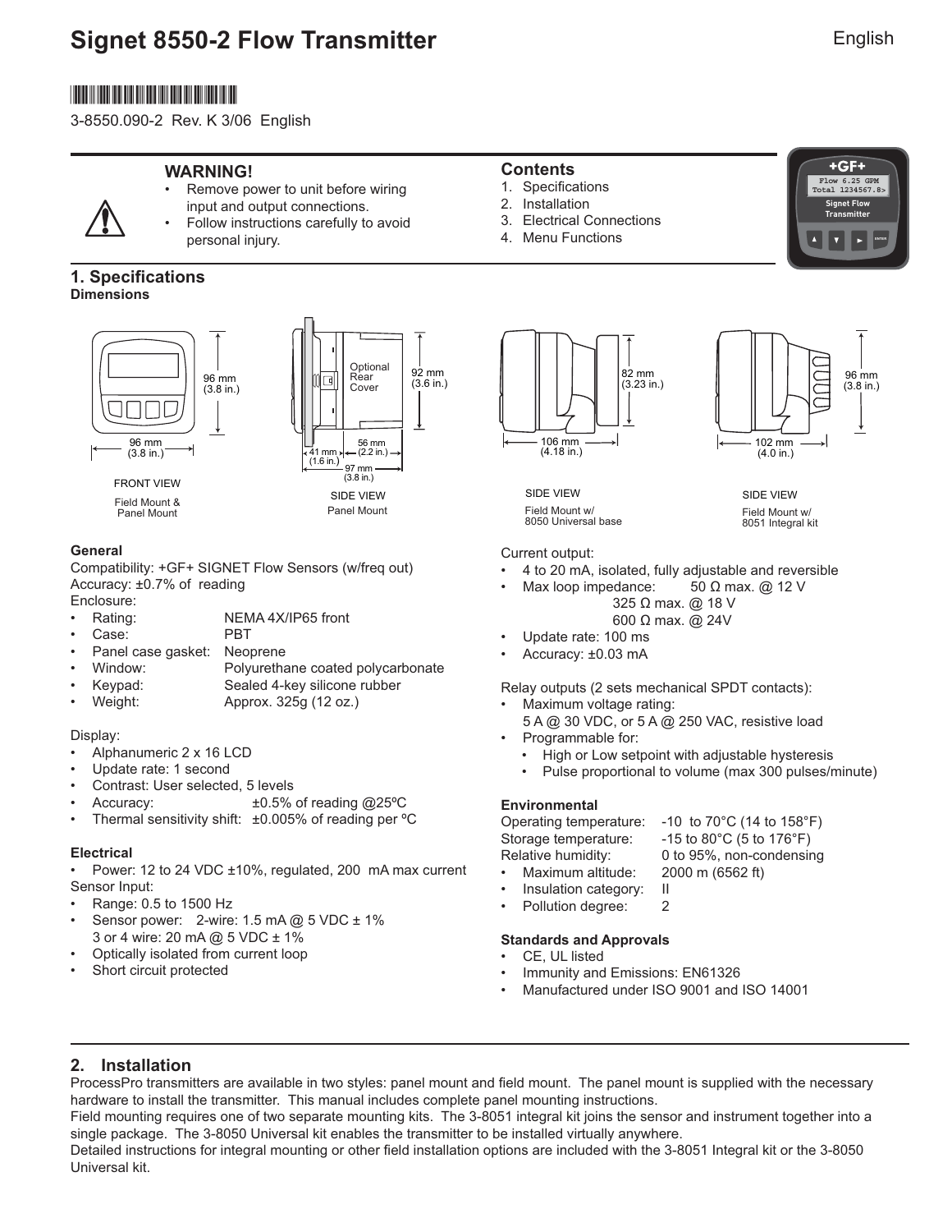# Signet 8550-2 Flow Transmitter

English

3-8550.090-2 Rev. K 3/06 English

## WARNING!

- Remove power to unit before wiring input and output connections.
- Follow instructions carefully to avoid personal injury.

## Contents

1. Specifications
2. Installation
3. Electrical Connections
4. Menu Functions

## 1. Specifications

### Dimensions

96 mm (3.8 in.)
96 mm (3.8 in.)

FRONT VIEW
Field Mount & Panel Mount

Optional Rear Cover
92 mm (3.6 in.)
41 mm (1.6 in.)
56 mm (2.2 in.)
97 mm (3.8 in.)

SIDE VIEW
Panel Mount

82 mm (3.23 in.)
106 mm (4.18 in.)

SIDE VIEW
Field Mount w/ 8050 Universal base

96 mm (3.8 in.)
102 mm (4.0 in.)

SIDE VIEW
Field Mount w/ 8051 Integral kit

### General

Compatibility: +GF+ SIGNET Flow Sensors (w/freq out)
Accuracy: ±0.7% of reading
Enclosure:

- Rating: NEMA 4X/IP65 front
- Case: PBT
- Panel case gasket: Neoprene
- Window: Polyurethane coated polycarbonate
- Keypad: Sealed 4-key silicone rubber
- Weight: Approx. 325g (12 oz.)

Display:

- Alphanumeric 2 x 16 LCD
- Update rate: 1 second
- Contrast: User selected, 5 levels
- Accuracy: ±0.5% of reading @25ºC
- Thermal sensitivity shift: ±0.005% of reading per ºC

### Electrical

- Power: 12 to 24 VDC ±10%, regulated, 200 mA max current

Sensor Input:

- Range: 0.5 to 1500 Hz
- Sensor power: 2-wire: 1.5 mA @ 5 VDC ± 1%
  3 or 4 wire: 20 mA @ 5 VDC ± 1%
- Optically isolated from current loop
- Short circuit protected

Current output:

- 4 to 20 mA, isolated, fully adjustable and reversible
- Max loop impedance: 50 Ω max. @ 12 V
  325 Ω max. @ 18 V
  600 Ω max. @ 24V
- Update rate: 100 ms
- Accuracy: ±0.03 mA

Relay outputs (2 sets mechanical SPDT contacts):

- Maximum voltage rating:
  5 A @ 30 VDC, or 5 A @ 250 VAC, resistive load
- Programmable for:
  - High or Low setpoint with adjustable hysteresis
  - Pulse proportional to volume (max 300 pulses/minute)

### Environmental

Operating temperature: -10 to 70°C (14 to 158°F)
Storage temperature: -15 to 80°C (5 to 176°F)
Relative humidity: 0 to 95%, non-condensing

- Maximum altitude: 2000 m (6562 ft)
- Insulation category: II
- Pollution degree: 2

### Standards and Approvals

- CE, UL listed
- Immunity and Emissions: EN61326
- Manufactured under ISO 9001 and ISO 14001

## 2. Installation

ProcessPro transmitters are available in two styles: panel mount and field mount. The panel mount is supplied with the necessary hardware to install the transmitter. This manual includes complete panel mounting instructions.

Field mounting requires one of two separate mounting kits. The 3-8051 integral kit joins the sensor and instrument together into a single package. The 3-8050 Universal kit enables the transmitter to be installed virtually anywhere.

Detailed instructions for integral mounting or other field installation options are included with the 3-8051 Integral kit or the 3-8050 Universal kit.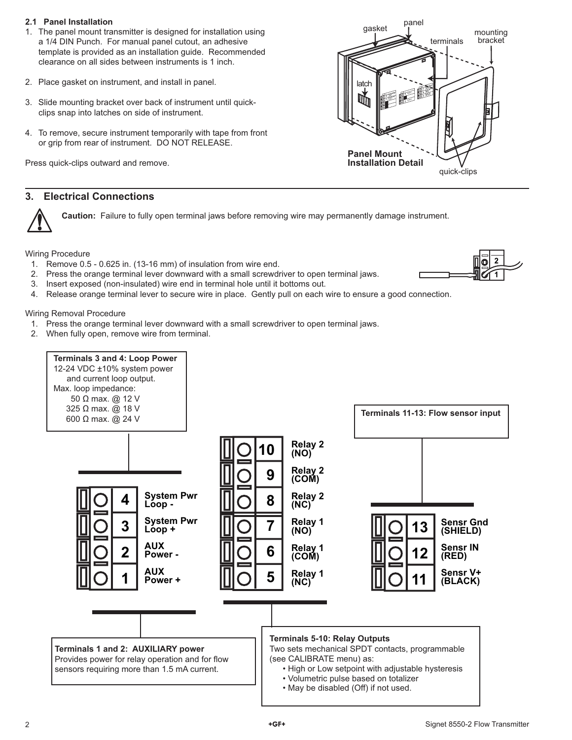### 2.1 Panel Installation

1. The panel mount transmitter is designed for installation using a 1/4 DIN Punch. For manual panel cutout, an adhesive template is provided as an installation guide. Recommended clearance on all sides between instruments is 1 inch.
2. Place gasket on instrument, and install in panel.
3. Slide mounting bracket over back of instrument until quick-clips snap into latches on side of instrument.
4. To remove, secure instrument temporarily with tape from front or grip from rear of instrument. DO NOT RELEASE.

Press quick-clips outward and remove.

gasket, panel, terminals, mounting bracket, latch, quick-clips

**Panel Mount Installation Detail**

## 3. Electrical Connections

**Caution:** Failure to fully open terminal jaws before removing wire may permanently damage instrument.

Wiring Procedure

1. Remove 0.5 - 0.625 in. (13-16 mm) of insulation from wire end.
2. Press the orange terminal lever downward with a small screwdriver to open terminal jaws.
3. Insert exposed (non-insulated) wire end in terminal hole until it bottoms out.
4. Release orange terminal lever to secure wire in place. Gently pull on each wire to ensure a good connection.

Wiring Removal Procedure

1. Press the orange terminal lever downward with a small screwdriver to open terminal jaws.
2. When fully open, remove wire from terminal.

**Terminals 3 and 4: Loop Power**
12-24 VDC ±10% system power and current loop output.
Max. loop impedance:
50 Ω max. @ 12 V
325 Ω max. @ 18 V
600 Ω max. @ 24 V

| Terminal | Function |
|---|---|
| 4 | System Pwr Loop - |
| 3 | System Pwr Loop + |
| 2 | AUX Power - |
| 1 | AUX Power + |

**Terminals 1 and 2: AUXILIARY power**
Provides power for relay operation and for flow sensors requiring more than 1.5 mA current.

| Terminal | Function |
|---|---|
| 10 | Relay 2 (NO) |
| 9 | Relay 2 (COM) |
| 8 | Relay 2 (NC) |
| 7 | Relay 1 (NO) |
| 6 | Relay 1 (COM) |
| 5 | Relay 1 (NC) |

**Terminals 5-10: Relay Outputs**
Two sets mechanical SPDT contacts, programmable (see CALIBRATE menu) as:

- High or Low setpoint with adjustable hysteresis
- Volumetric pulse based on totalizer
- May be disabled (Off) if not used.

**Terminals 11-13: Flow sensor input**

| Terminal | Function |
|---|---|
| 13 | Sensr Gnd (SHIELD) |
| 12 | Sensr IN (RED) |
| 11 | Sensr V+ (BLACK) |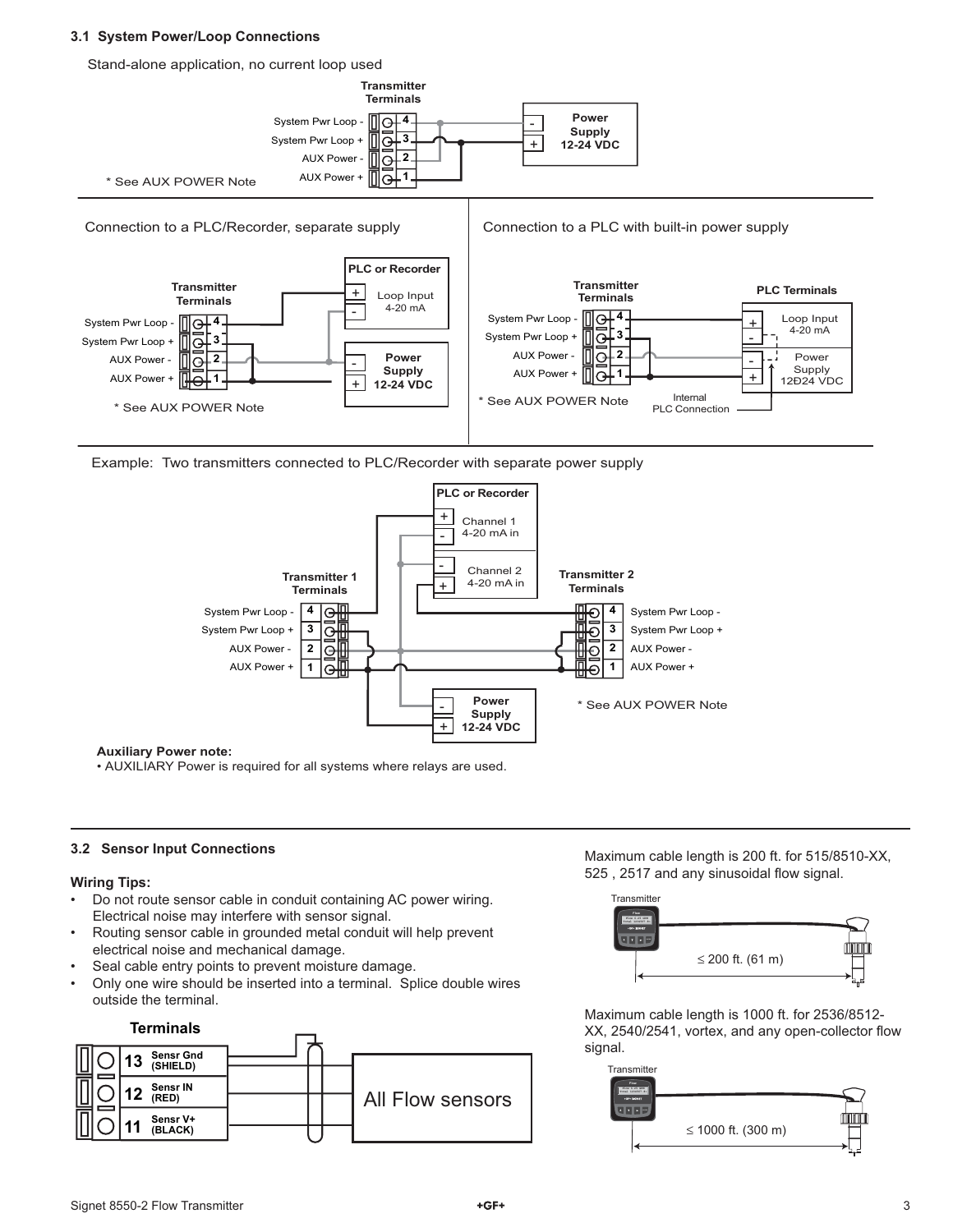### 3.1 System Power/Loop Connections

Stand-alone application, no current loop used

Transmitter Terminals

System Pwr Loop - 4
System Pwr Loop + 3
AUX Power - 2
AUX Power + 1

Power Supply 12-24 VDC

\* See AUX POWER Note

Connection to a PLC/Recorder, separate supply

Transmitter Terminals

PLC or Recorder — Loop Input 4-20 mA

Power Supply 12-24 VDC

\* See AUX POWER Note

Connection to a PLC with built-in power supply

Transmitter Terminals

PLC Terminals — Loop Input 4-20 mA; Power Supply 12Ð24 VDC

Internal PLC Connection

\* See AUX POWER Note

Example: Two transmitters connected to PLC/Recorder with separate power supply

PLC or Recorder — Channel 1 4-20 mA in; Channel 2 4-20 mA in

Transmitter 1 Terminals

Transmitter 2 Terminals

Power Supply 12-24 VDC

\* See AUX POWER Note

**Auxiliary Power note:**

- AUXILIARY Power is required for all systems where relays are used.

### 3.2 Sensor Input Connections

**Wiring Tips:**

- Do not route sensor cable in conduit containing AC power wiring. Electrical noise may interfere with sensor signal.
- Routing sensor cable in grounded metal conduit will help prevent electrical noise and mechanical damage.
- Seal cable entry points to prevent moisture damage.
- Only one wire should be inserted into a terminal. Splice double wires outside the terminal.

**Terminals**

| Terminal | Connection |
|---|---|
| 13 | Sensr Gnd (SHIELD) |
| 12 | Sensr IN (RED) |
| 11 | Sensr V+ (BLACK) |

All Flow sensors

Maximum cable length is 200 ft. for 515/8510-XX, 525 , 2517 and any sinusoidal flow signal.

Transmitter — ≤ 200 ft. (61 m)

Maximum cable length is 1000 ft. for 2536/8512-XX, 2540/2541, vortex, and any open-collector flow signal.

Transmitter — ≤ 1000 ft. (300 m)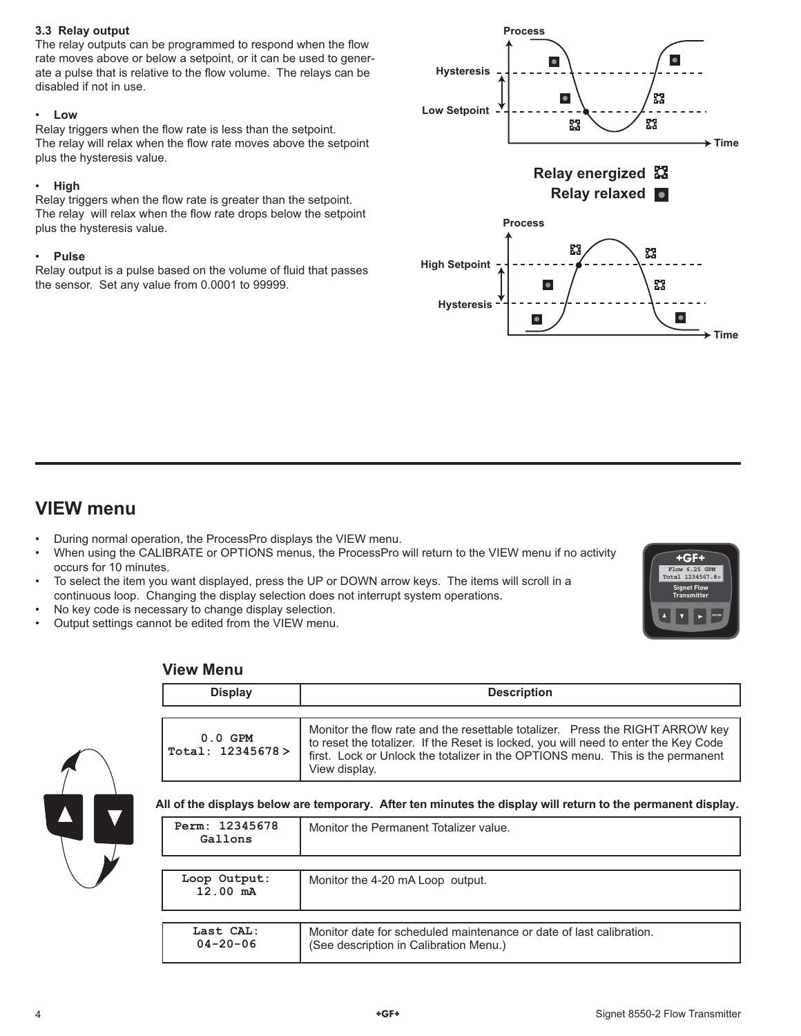### 3.3 Relay output

The relay outputs can be programmed to respond when the flow rate moves above or below a setpoint, or it can be used to generate a pulse that is relative to the flow volume. The relays can be disabled if not in use.

- **Low**

Relay triggers when the flow rate is less than the setpoint.
The relay will relax when the flow rate moves above the setpoint plus the hysteresis value.

- **High**

Relay triggers when the flow rate is greater than the setpoint.
The relay will relax when the flow rate drops below the setpoint plus the hysteresis value.

- **Pulse**

Relay output is a pulse based on the volume of fluid that passes the sensor. Set any value from 0.0001 to 99999.

Process

Hysteresis

Low Setpoint

Time

Relay energized

Relay relaxed

Process

High Setpoint

Hysteresis

Time

# VIEW menu

- During normal operation, the ProcessPro displays the VIEW menu.
- When using the CALIBRATE or OPTIONS menus, the ProcessPro will return to the VIEW menu if no activity occurs for 10 minutes.
- To select the item you want displayed, press the UP or DOWN arrow keys. The items will scroll in a continuous loop. Changing the display selection does not interrupt system operations.
- No key code is necessary to change display selection.
- Output settings cannot be edited from the VIEW menu.

## View Menu

| Display | Description |
|---|---|
| 0.0 GPM Total: 12345678 > | Monitor the flow rate and the resettable totalizer. Press the RIGHT ARROW key to reset the totalizer. If the Reset is locked, you will need to enter the Key Code first. Lock or Unlock the totalizer in the OPTIONS menu. This is the permanent View display. |

**All of the displays below are temporary. After ten minutes the display will return to the permanent display.**

| Display | Description |
|---|---|
| Perm: 12345678 Gallons | Monitor the Permanent Totalizer value. |
| Loop Output: 12.00 mA | Monitor the 4-20 mA Loop output. |
| Last CAL: 04-20-06 | Monitor date for scheduled maintenance or date of last calibration. (See description in Calibration Menu.) |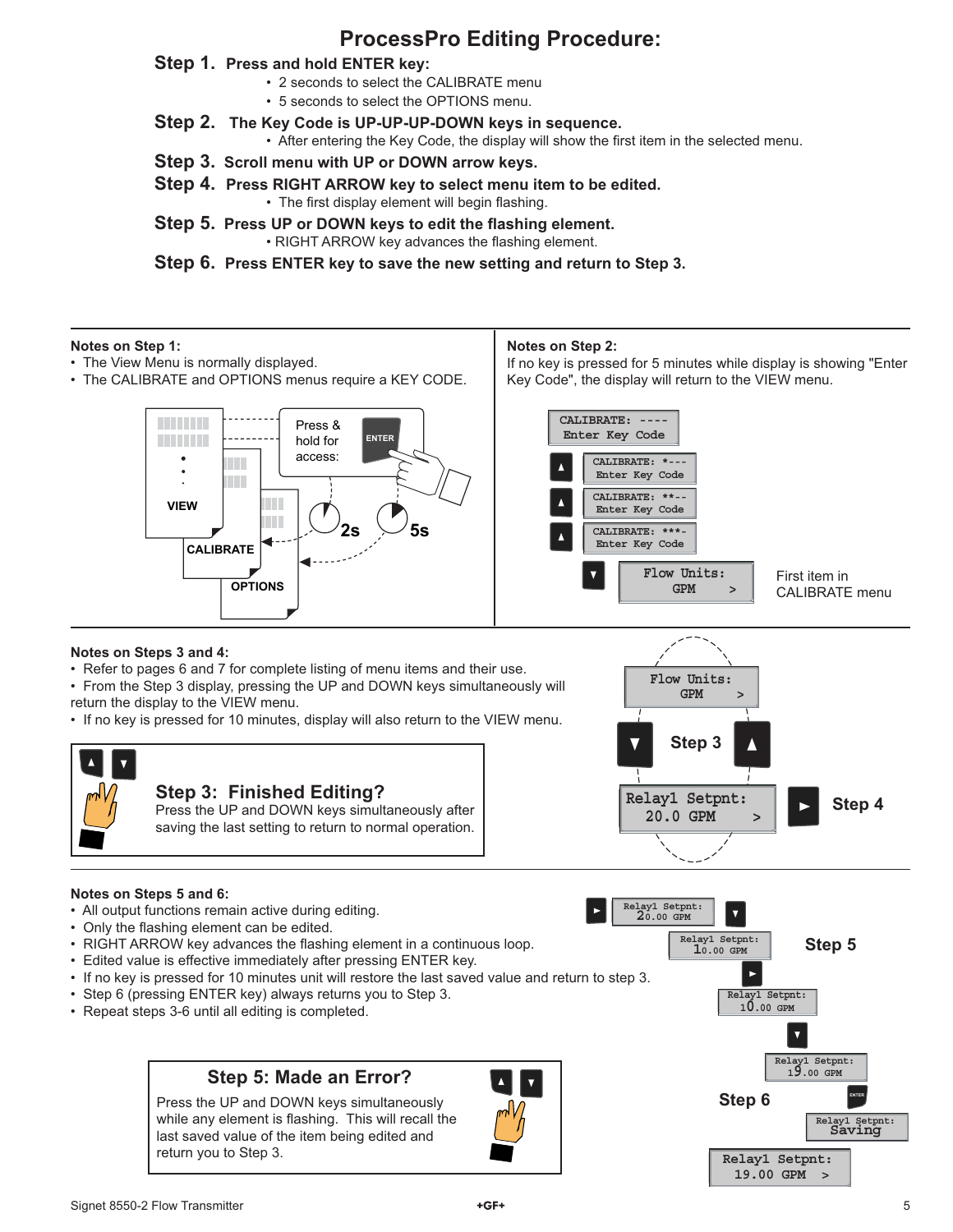# ProcessPro Editing Procedure:

**Step 1. Press and hold ENTER key:**

- 2 seconds to select the CALIBRATE menu
- 5 seconds to select the OPTIONS menu.

**Step 2. The Key Code is UP-UP-UP-DOWN keys in sequence.**

- After entering the Key Code, the display will show the first item in the selected menu.

**Step 3. Scroll menu with UP or DOWN arrow keys.**

**Step 4. Press RIGHT ARROW key to select menu item to be edited.**

- The first display element will begin flashing.

**Step 5. Press UP or DOWN keys to edit the flashing element.**

- RIGHT ARROW key advances the flashing element.

**Step 6. Press ENTER key to save the new setting and return to Step 3.**

**Notes on Step 1:**

- The View Menu is normally displayed.
- The CALIBRATE and OPTIONS menus require a KEY CODE.

VIEW
CALIBRATE
OPTIONS
Press & hold for access:
ENTER
2s
5s

**Notes on Step 2:**

If no key is pressed for 5 minutes while display is showing "Enter Key Code", the display will return to the VIEW menu.

CALIBRATE: ----
Enter Key Code

CALIBRATE: *---
Enter Key Code

CALIBRATE: **--
Enter Key Code

CALIBRATE: ***-
Enter Key Code

Flow Units:
GPM >

First item in CALIBRATE menu

**Notes on Steps 3 and 4:**

- Refer to pages 6 and 7 for complete listing of menu items and their use.
- From the Step 3 display, pressing the UP and DOWN keys simultaneously will return the display to the VIEW menu.
- If no key is pressed for 10 minutes, display will also return to the VIEW menu.

**Step 3: Finished Editing?**
Press the UP and DOWN keys simultaneously after saving the last setting to return to normal operation.

Flow Units:
GPM >

Step 3

Relay1 Setpnt:
20.0 GPM >

Step 4

**Notes on Steps 5 and 6:**

- All output functions remain active during editing.
- Only the flashing element can be edited.
- RIGHT ARROW key advances the flashing element in a continuous loop.
- Edited value is effective immediately after pressing ENTER key.
- If no key is pressed for 10 minutes unit will restore the last saved value and return to step 3.
- Step 6 (pressing ENTER key) always returns you to Step 3.
- Repeat steps 3-6 until all editing is completed.

**Step 5: Made an Error?**
Press the UP and DOWN keys simultaneously while any element is flashing. This will recall the last saved value of the item being edited and return you to Step 3.

Relay1 Setpnt:
20.00 GPM

Relay1 Setpnt:
10.00 GPM

Step 5

Relay1 Setpnt:
10.00 GPM

Relay1 Setpnt:
19.00 GPM

Step 6

ENTER

Relay1 Setpnt:
Saving

Relay1 Setpnt:
19.00 GPM >

Signet 8550-2 Flow Transmitter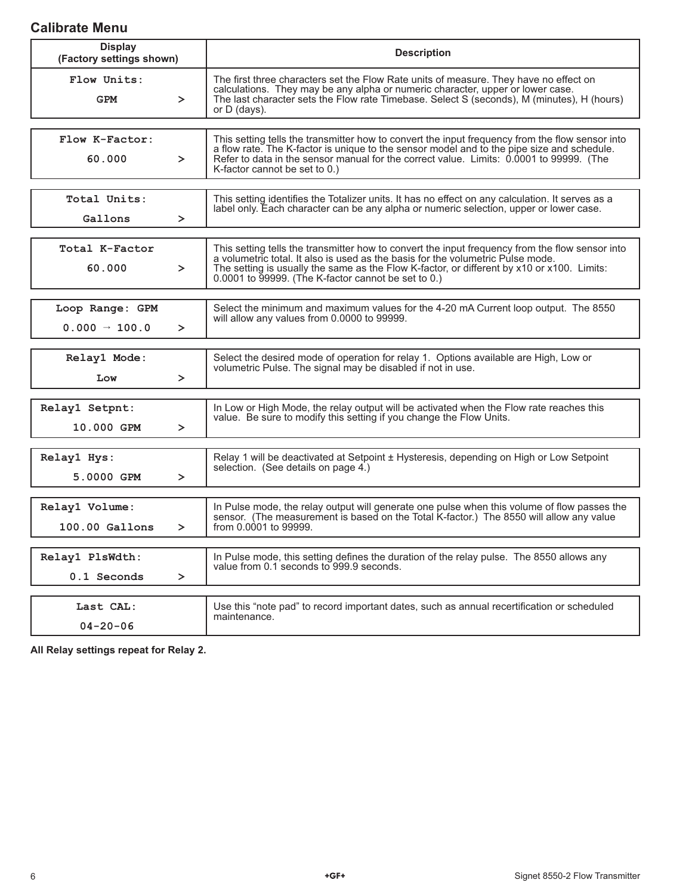## Calibrate Menu

| Display (Factory settings shown) | Description |
|---|---|
| Flow Units: GPM > | The first three characters set the Flow Rate units of measure. They have no effect on calculations. They may be any alpha or numeric character, upper or lower case. The last character sets the Flow rate Timebase. Select S (seconds), M (minutes), H (hours) or D (days). |
| Flow K-Factor: 60.000 > | This setting tells the transmitter how to convert the input frequency from the flow sensor into a flow rate. The K-factor is unique to the sensor model and to the pipe size and schedule. Refer to data in the sensor manual for the correct value. Limits: 0.0001 to 99999. (The K-factor cannot be set to 0.) |
| Total Units: Gallons > | This setting identifies the Totalizer units. It has no effect on any calculation. It serves as a label only. Each character can be any alpha or numeric selection, upper or lower case. |
| Total K-Factor 60.000 > | This setting tells the transmitter how to convert the input frequency from the flow sensor into a volumetric total. It also is used as the basis for the volumetric Pulse mode. The setting is usually the same as the Flow K-factor, or different by x10 or x100. Limits: 0.0001 to 99999. (The K-factor cannot be set to 0.) |
| Loop Range: GPM 0.000 → 100.0 > | Select the minimum and maximum values for the 4-20 mA Current loop output. The 8550 will allow any values from 0.0000 to 99999. |
| Relay1 Mode: Low > | Select the desired mode of operation for relay 1. Options available are High, Low or volumetric Pulse. The signal may be disabled if not in use. |
| Relay1 Setpnt: 10.000 GPM > | In Low or High Mode, the relay output will be activated when the Flow rate reaches this value. Be sure to modify this setting if you change the Flow Units. |
| Relay1 Hys: 5.0000 GPM > | Relay 1 will be deactivated at Setpoint ± Hysteresis, depending on High or Low Setpoint selection. (See details on page 4.) |
| Relay1 Volume: 100.00 Gallons > | In Pulse mode, the relay output will generate one pulse when this volume of flow passes the sensor. (The measurement is based on the Total K-factor.) The 8550 will allow any value from 0.0001 to 99999. |
| Relay1 PlsWdth: 0.1 Seconds > | In Pulse mode, this setting defines the duration of the relay pulse. The 8550 allows any value from 0.1 seconds to 999.9 seconds. |
| Last CAL: 04-20-06 | Use this "note pad" to record important dates, such as annual recertification or scheduled maintenance. |

**All Relay settings repeat for Relay 2.**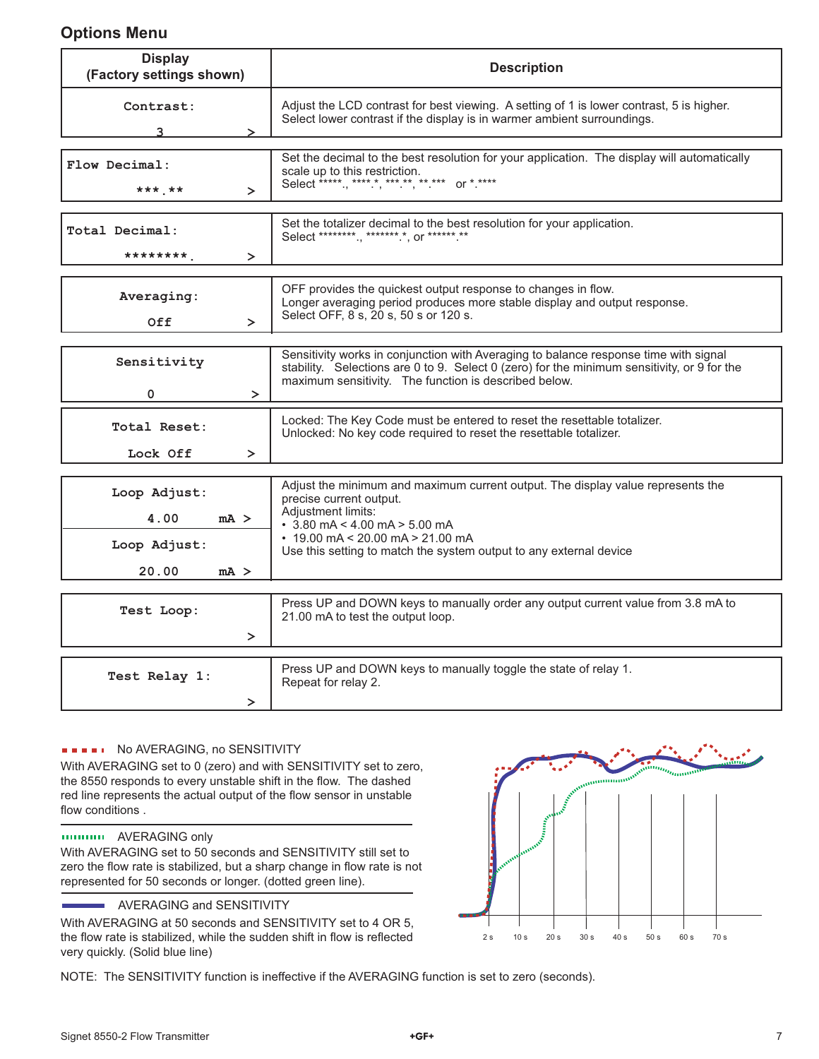## Options Menu

| Display (Factory settings shown) | Description |
|---|---|
| Contrast: 3 > | Adjust the LCD contrast for best viewing. A setting of 1 is lower contrast, 5 is higher. Select lower contrast if the display is in warmer ambient surroundings. |
| Flow Decimal: ***.** > | Set the decimal to the best resolution for your application. The display will automatically scale up to this restriction. Select *****., ****.*, ***.**, **.*** or *.**** |
| Total Decimal: ********. > | Set the totalizer decimal to the best resolution for your application. Select ********., *******.*, or ******.** |
| Averaging: Off > | OFF provides the quickest output response to changes in flow. Longer averaging period produces more stable display and output response. Select OFF, 8 s, 20 s, 50 s or 120 s. |
| Sensitivity 0 > | Sensitivity works in conjunction with Averaging to balance response time with signal stability. Selections are 0 to 9. Select 0 (zero) for the minimum sensitivity, or 9 for the maximum sensitivity. The function is described below. |
| Total Reset: Lock Off > | Locked: The Key Code must be entered to reset the resettable totalizer. Unlocked: No key code required to reset the resettable totalizer. |
| Loop Adjust: 4.00 mA > <br> Loop Adjust: 20.00 mA > | Adjust the minimum and maximum current output. The display value represents the precise current output. Adjustment limits: <br> • 3.80 mA < 4.00 mA > 5.00 mA <br> • 19.00 mA < 20.00 mA > 21.00 mA <br> Use this setting to match the system output to any external device |
| Test Loop: > | Press UP and DOWN keys to manually order any output current value from 3.8 mA to 21.00 mA to test the output loop. |
| Test Relay 1: > | Press UP and DOWN keys to manually toggle the state of relay 1. Repeat for relay 2. |

**No AVERAGING, no SENSITIVITY**

With AVERAGING set to 0 (zero) and with SENSITIVITY set to zero, the 8550 responds to every unstable shift in the flow. The dashed red line represents the actual output of the flow sensor in unstable flow conditions .

**AVERAGING only**

With AVERAGING set to 50 seconds and SENSITIVITY still set to zero the flow rate is stabilized, but a sharp change in flow rate is not represented for 50 seconds or longer. (dotted green line).

**AVERAGING and SENSITIVITY**

With AVERAGING at 50 seconds and SENSITIVITY set to 4 OR 5, the flow rate is stabilized, while the sudden shift in flow is reflected very quickly. (Solid blue line)

2 s 10 s 20 s 30 s 40 s 50 s 60 s 70 s

NOTE: The SENSITIVITY function is ineffective if the AVERAGING function is set to zero (seconds).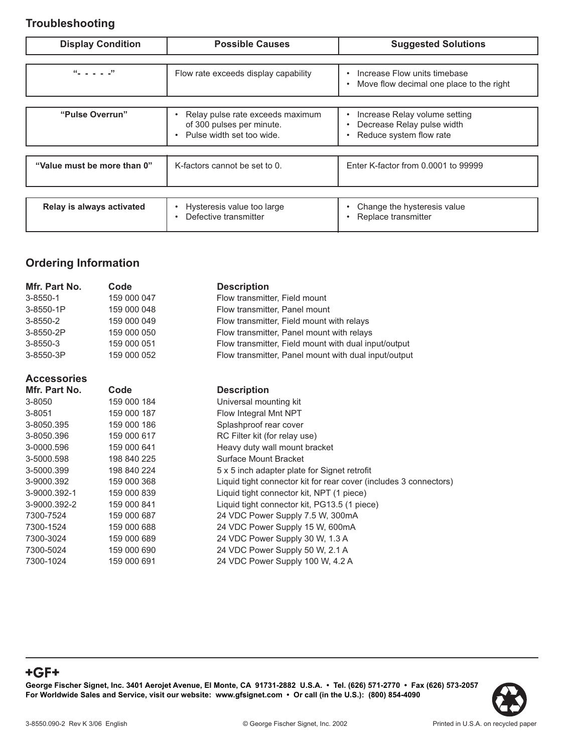## Troubleshooting

| Display Condition | Possible Causes | Suggested Solutions |
|---|---|---|
| "- - - - -" | Flow rate exceeds display capability | • Increase Flow units timebase<br>• Move flow decimal one place to the right |
| "Pulse Overrun" | • Relay pulse rate exceeds maximum of 300 pulses per minute.<br>• Pulse width set too wide. | • Increase Relay volume setting<br>• Decrease Relay pulse width<br>• Reduce system flow rate |
| "Value must be more than 0" | K-factors cannot be set to 0. | Enter K-factor from 0.0001 to 99999 |
| Relay is always activated | • Hysteresis value too large<br>• Defective transmitter | • Change the hysteresis value<br>• Replace transmitter |

## Ordering Information

| Mfr. Part No. | Code | Description |
|---|---|---|
| 3-8550-1 | 159 000 047 | Flow transmitter, Field mount |
| 3-8550-1P | 159 000 048 | Flow transmitter, Panel mount |
| 3-8550-2 | 159 000 049 | Flow transmitter, Field mount with relays |
| 3-8550-2P | 159 000 050 | Flow transmitter, Panel mount with relays |
| 3-8550-3 | 159 000 051 | Flow transmitter, Field mount with dual input/output |
| 3-8550-3P | 159 000 052 | Flow transmitter, Panel mount with dual input/output |

### Accessories

| Mfr. Part No. | Code | Description |
|---|---|---|
| 3-8050 | 159 000 184 | Universal mounting kit |
| 3-8051 | 159 000 187 | Flow Integral Mnt NPT |
| 3-8050.395 | 159 000 186 | Splashproof rear cover |
| 3-8050.396 | 159 000 617 | RC Filter kit (for relay use) |
| 3-0000.596 | 159 000 641 | Heavy duty wall mount bracket |
| 3-5000.598 | 198 840 225 | Surface Mount Bracket |
| 3-5000.399 | 198 840 224 | 5 x 5 inch adapter plate for Signet retrofit |
| 3-9000.392 | 159 000 368 | Liquid tight connector kit for rear cover (includes 3 connectors) |
| 3-9000.392-1 | 159 000 839 | Liquid tight connector kit, NPT (1 piece) |
| 3-9000.392-2 | 159 000 841 | Liquid tight connector kit, PG13.5 (1 piece) |
| 7300-7524 | 159 000 687 | 24 VDC Power Supply 7.5 W, 300mA |
| 7300-1524 | 159 000 688 | 24 VDC Power Supply 15 W, 600mA |
| 7300-3024 | 159 000 689 | 24 VDC Power Supply 30 W, 1.3 A |
| 7300-5024 | 159 000 690 | 24 VDC Power Supply 50 W, 2.1 A |
| 7300-1024 | 159 000 691 | 24 VDC Power Supply 100 W, 4.2 A |

+GF+

**George Fischer Signet, Inc. 3401 Aerojet Avenue, El Monte, CA 91731-2882 U.S.A. • Tel. (626) 571-2770 • Fax (626) 573-2057**
**For Worldwide Sales and Service, visit our website: www.gfsignet.com • Or call (in the U.S.): (800) 854-4090**

3-8550.090-2 Rev K 3/06 English © George Fischer Signet, Inc. 2002 Printed in U.S.A. on recycled paper